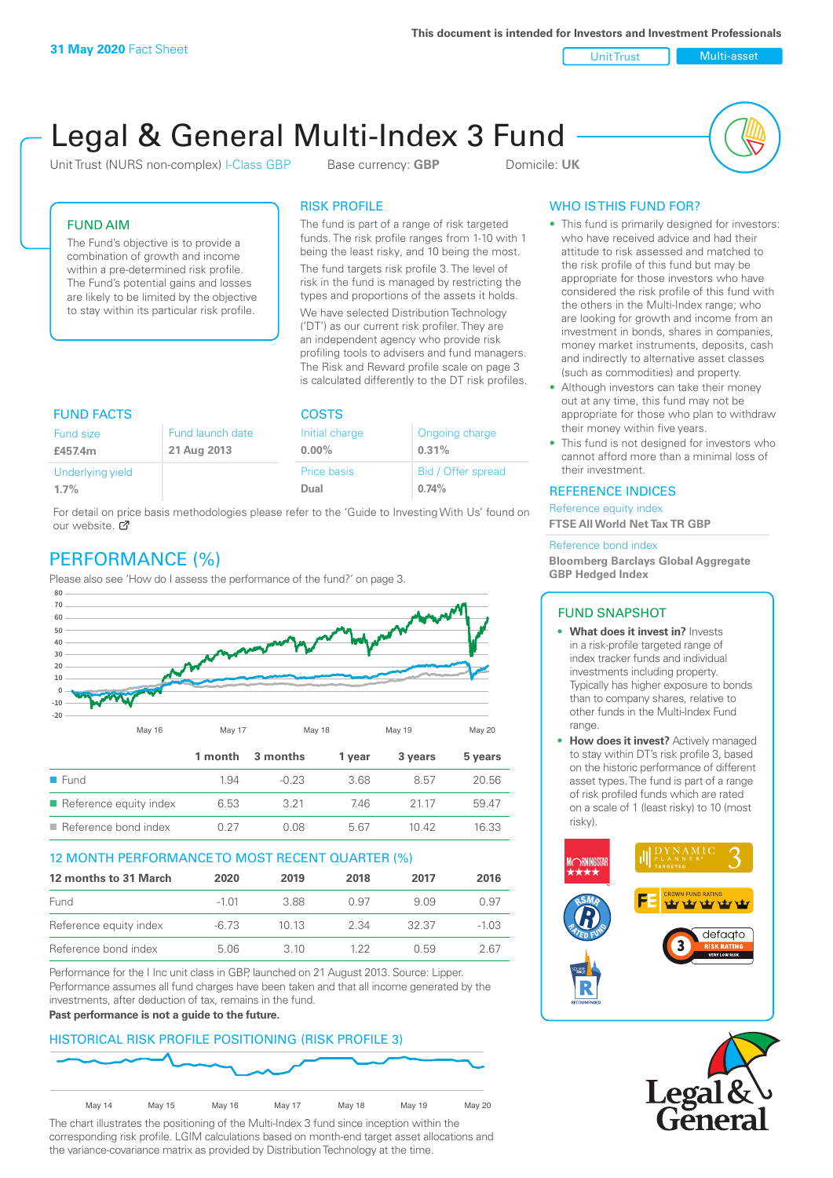**31 May 2020** Fact Sheet

This document is intended for Investors and Investment Professionals

Unit Trust | Multi-asset

# Legal & General Multi-Index 3 Fund

Unit Trust (NURS non-complex) I-Class GBP    Base currency: **GBP**    Domicile: **UK**

## FUND AIM

The Fund's objective is to provide a combination of growth and income within a pre-determined risk profile. The Fund's potential gains and losses are likely to be limited by the objective to stay within its particular risk profile.

## RISK PROFILE

The fund is part of a range of risk targeted funds. The risk profile ranges from 1-10 with 1 being the least risky, and 10 being the most.

The fund targets risk profile 3. The level of risk in the fund is managed by restricting the types and proportions of the assets it holds.

We have selected Distribution Technology ('DT') as our current risk profiler. They are an independent agency who provide risk profiling tools to advisers and fund managers. The Risk and Reward profile scale on page 3 is calculated differently to the DT risk profiles.

## WHO IS THIS FUND FOR?

- This fund is primarily designed for investors: who have received advice and had their attitude to risk assessed and matched to the risk profile of this fund but may be appropriate for those investors who have considered the risk profile of this fund with the others in the Multi-Index range; who are looking for growth and income from an investment in bonds, shares in companies, money market instruments, deposits, cash and indirectly to alternative asset classes (such as commodities) and property.
- Although investors can take their money out at any time, this fund may not be appropriate for those who plan to withdraw their money within five years.
- This fund is not designed for investors who cannot afford more than a minimal loss of their investment.

## FUND FACTS

| Fund size | Fund launch date |
|---|---|
| **£457.4m** | **21 Aug 2013** |
| Underlying yield | |
| **1.7%** | |

## COSTS

| Initial charge | Ongoing charge |
|---|---|
| **0.00%** | **0.31%** |
| Price basis | Bid / Offer spread |
| **Dual** | **0.74%** |

For detail on price basis methodologies please refer to the 'Guide to Investing With Us' found on our website.

## REFERENCE INDICES

Reference equity index
**FTSE All World Net Tax TR GBP**

Reference bond index
**Bloomberg Barclays Global Aggregate GBP Hedged Index**

## PERFORMANCE (%)

Please also see 'How do I assess the performance of the fund?' on page 3.

| | 1 month | 3 months | 1 year | 3 years | 5 years |
|---|---|---|---|---|---|
| Fund | 1.94 | -0.23 | 3.68 | 8.57 | 20.56 |
| Reference equity index | 6.53 | 3.21 | 7.46 | 21.17 | 59.47 |
| Reference bond index | 0.27 | 0.08 | 5.67 | 10.42 | 16.33 |

### 12 MONTH PERFORMANCE TO MOST RECENT QUARTER (%)

| 12 months to 31 March | 2020 | 2019 | 2018 | 2017 | 2016 |
|---|---|---|---|---|---|
| Fund | -1.01 | 3.88 | 0.97 | 9.09 | 0.97 |
| Reference equity index | -6.73 | 10.13 | 2.34 | 32.37 | -1.03 |
| Reference bond index | 5.06 | 3.10 | 1.22 | 0.59 | 2.67 |

Performance for the I Inc unit class in GBP, launched on 21 August 2013. Source: Lipper. Performance assumes all fund charges have been taken and that all income generated by the investments, after deduction of tax, remains in the fund.

**Past performance is not a guide to the future.**

## FUND SNAPSHOT

- **What does it invest in?** Invests in a risk-profile targeted range of index tracker funds and individual investments including property. Typically has higher exposure to bonds than to company shares, relative to other funds in the Multi-Index Fund range.
- **How does it invest?** Actively managed to stay within DT's risk profile 3, based on the historic performance of different asset types. The fund is part of a range of risk profiled funds which are rated on a scale of 1 (least risky) to 10 (most risky).

## HISTORICAL RISK PROFILE POSITIONING (RISK PROFILE 3)

The chart illustrates the positioning of the Multi-Index 3 fund since inception within the corresponding risk profile. LGIM calculations based on month-end target asset allocations and the variance-covariance matrix as provided by Distribution Technology at the time.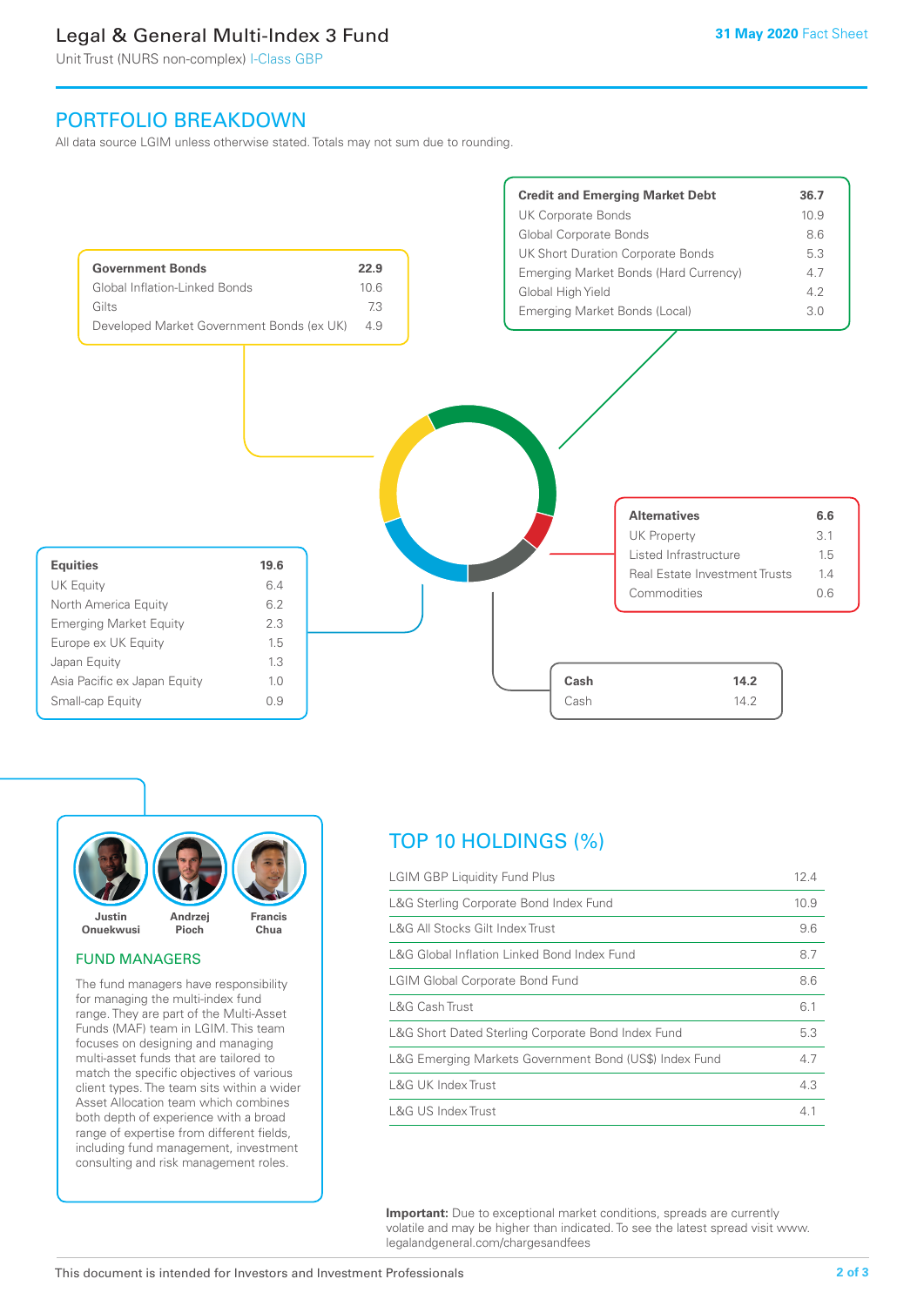# Legal & General Multi-Index 3 Fund

Unit Trust (NURS non-complex) I-Class GBP

31 May 2020 Fact Sheet

## PORTFOLIO BREAKDOWN

All data source LGIM unless otherwise stated. Totals may not sum due to rounding.

| **Government Bonds** | **22.9** |
|---|---|
| Global Inflation-Linked Bonds | 10.6 |
| Gilts | 7.3 |
| Developed Market Government Bonds (ex UK) | 4.9 |

| **Credit and Emerging Market Debt** | **36.7** |
|---|---|
| UK Corporate Bonds | 10.9 |
| Global Corporate Bonds | 8.6 |
| UK Short Duration Corporate Bonds | 5.3 |
| Emerging Market Bonds (Hard Currency) | 4.7 |
| Global High Yield | 4.2 |
| Emerging Market Bonds (Local) | 3.0 |

| **Alternatives** | **6.6** |
|---|---|
| UK Property | 3.1 |
| Listed Infrastructure | 1.5 |
| Real Estate Investment Trusts | 1.4 |
| Commodities | 0.6 |

| **Equities** | **19.6** |
|---|---|
| UK Equity | 6.4 |
| North America Equity | 6.2 |
| Emerging Market Equity | 2.3 |
| Europe ex UK Equity | 1.5 |
| Japan Equity | 1.3 |
| Asia Pacific ex Japan Equity | 1.0 |
| Small-cap Equity | 0.9 |

| **Cash** | **14.2** |
|---|---|
| Cash | 14.2 |

Justin Onuekwusi, Andrzej Pioch, Francis Chua

### FUND MANAGERS

The fund managers have responsibility for managing the multi-index fund range. They are part of the Multi-Asset Funds (MAF) team in LGIM. This team focuses on designing and managing multi-asset funds that are tailored to match the specific objectives of various client types. The team sits within a wider Asset Allocation team which combines both depth of experience with a broad range of expertise from different fields, including fund management, investment consulting and risk management roles.

## TOP 10 HOLDINGS (%)

| | |
|---|---|
| LGIM GBP Liquidity Fund Plus | 12.4 |
| L&G Sterling Corporate Bond Index Fund | 10.9 |
| L&G All Stocks Gilt Index Trust | 9.6 |
| L&G Global Inflation Linked Bond Index Fund | 8.7 |
| LGIM Global Corporate Bond Fund | 8.6 |
| L&G Cash Trust | 6.1 |
| L&G Short Dated Sterling Corporate Bond Index Fund | 5.3 |
| L&G Emerging Markets Government Bond (US$) Index Fund | 4.7 |
| L&G UK Index Trust | 4.3 |
| L&G US Index Trust | 4.1 |

**Important:** Due to exceptional market conditions, spreads are currently volatile and may be higher than indicated. To see the latest spread visit www.legalandgeneral.com/chargesandfees

This document is intended for Investors and Investment Professionals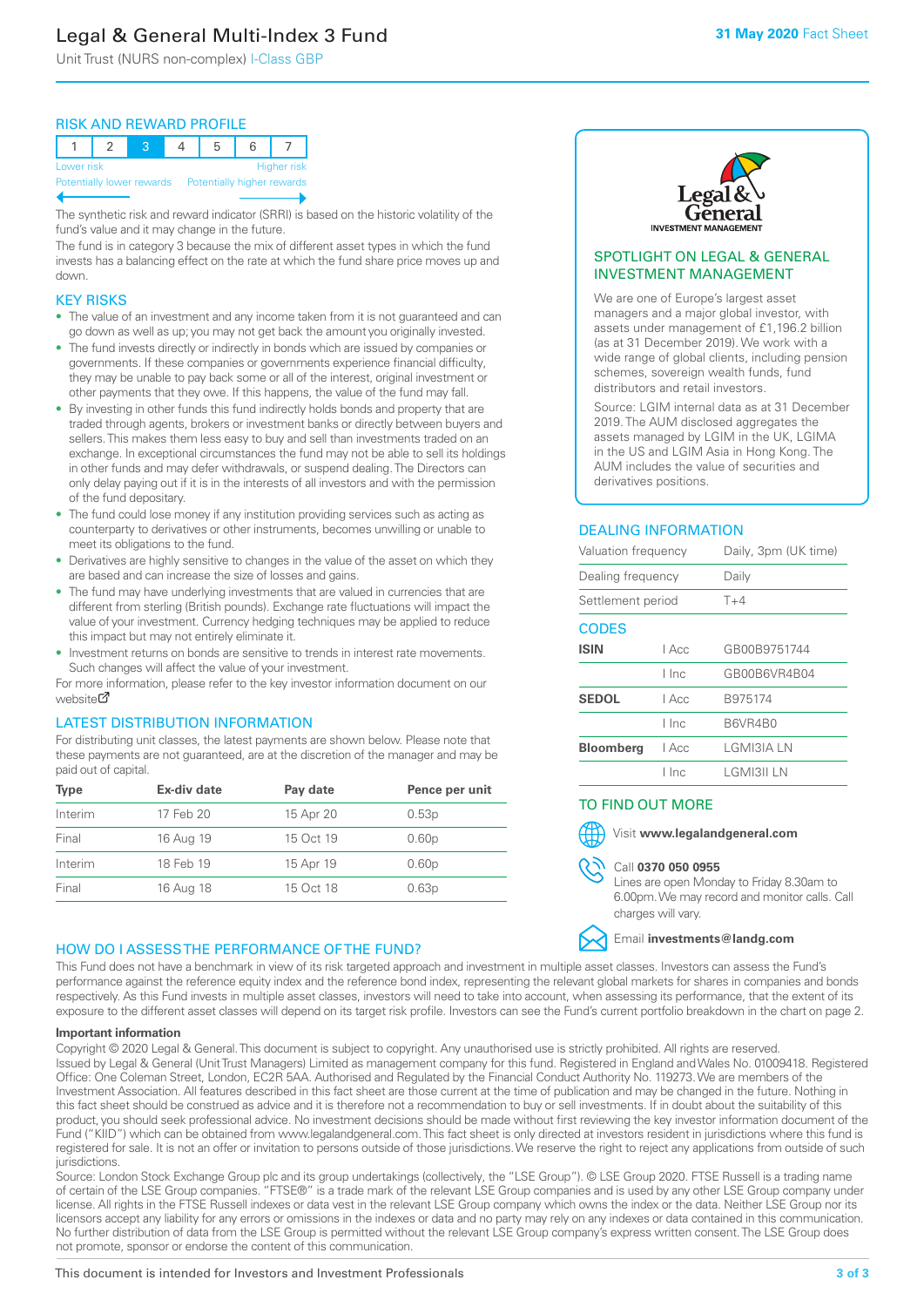# Legal & General Multi-Index 3 Fund

Unit Trust (NURS non-complex) I-Class GBP

31 May 2020 Fact Sheet

## RISK AND REWARD PROFILE

| 1 | 2 | 3 | 4 | 5 | 6 | 7 |
|---|---|---|---|---|---|---|

Lower risk — Higher risk

Potentially lower rewards — Potentially higher rewards

The synthetic risk and reward indicator (SRRI) is based on the historic volatility of the fund's value and it may change in the future.

The fund is in category 3 because the mix of different asset types in which the fund invests has a balancing effect on the rate at which the fund share price moves up and down.

## KEY RISKS

- The value of an investment and any income taken from it is not guaranteed and can go down as well as up; you may not get back the amount you originally invested.
- The fund invests directly or indirectly in bonds which are issued by companies or governments. If these companies or governments experience financial difficulty, they may be unable to pay back some or all of the interest, original investment or other payments that they owe. If this happens, the value of the fund may fall.
- By investing in other funds this fund indirectly holds bonds and property that are traded through agents, brokers or investment banks or directly between buyers and sellers. This makes them less easy to buy and sell than investments traded on an exchange. In exceptional circumstances the fund may not be able to sell its holdings in other funds and may defer withdrawals, or suspend dealing. The Directors can only delay paying out if it is in the interests of all investors and with the permission of the fund depositary.
- The fund could lose money if any institution providing services such as acting as counterparty to derivatives or other instruments, becomes unwilling or unable to meet its obligations to the fund.
- Derivatives are highly sensitive to changes in the value of the asset on which they are based and can increase the size of losses and gains.
- The fund may have underlying investments that are valued in currencies that are different from sterling (British pounds). Exchange rate fluctuations will impact the value of your investment. Currency hedging techniques may be applied to reduce this impact but may not entirely eliminate it.
- Investment returns on bonds are sensitive to trends in interest rate movements. Such changes will affect the value of your investment.

For more information, please refer to the key investor information document on our website

## LATEST DISTRIBUTION INFORMATION

For distributing unit classes, the latest payments are shown below. Please note that these payments are not guaranteed, are at the discretion of the manager and may be paid out of capital.

| Type | Ex-div date | Pay date | Pence per unit |
|---|---|---|---|
| Interim | 17 Feb 20 | 15 Apr 20 | 0.53p |
| Final | 16 Aug 19 | 15 Oct 19 | 0.60p |
| Interim | 18 Feb 19 | 15 Apr 19 | 0.60p |
| Final | 16 Aug 18 | 15 Oct 18 | 0.63p |

## SPOTLIGHT ON LEGAL & GENERAL INVESTMENT MANAGEMENT

We are one of Europe's largest asset managers and a major global investor, with assets under management of £1,196.2 billion (as at 31 December 2019). We work with a wide range of global clients, including pension schemes, sovereign wealth funds, fund distributors and retail investors.

Source: LGIM internal data as at 31 December 2019. The AUM disclosed aggregates the assets managed by LGIM in the UK, LGIMA in the US and LGIM Asia in Hong Kong. The AUM includes the value of securities and derivatives positions.

## DEALING INFORMATION

| | |
|---|---|
| Valuation frequency | Daily, 3pm (UK time) |
| Dealing frequency | Daily |
| Settlement period | T+4 |

## CODES

| | | |
|---|---|---|
| **ISIN** | I Acc | GB00B9751744 |
| | I Inc | GB00B6VR4B04 |
| **SEDOL** | I Acc | B975174 |
| | I Inc | B6VR4B0 |
| **Bloomberg** | I Acc | LGMI3IA LN |
| | I Inc | LGMI3II LN |

## TO FIND OUT MORE

Visit **www.legalandgeneral.com**

Call **0370 050 0955**
Lines are open Monday to Friday 8.30am to 6.00pm. We may record and monitor calls. Call charges will vary.

Email **investments@landg.com**

## HOW DO I ASSESS THE PERFORMANCE OF THE FUND?

This Fund does not have a benchmark in view of its risk targeted approach and investment in multiple asset classes. Investors can assess the Fund's performance against the reference equity index and the reference bond index, representing the relevant global markets for shares in companies and bonds respectively. As this Fund invests in multiple asset classes, investors will need to take into account, when assessing its performance, that the extent of its exposure to the different asset classes will depend on its target risk profile. Investors can see the Fund's current portfolio breakdown in the chart on page 2.

### Important information

Copyright © 2020 Legal & General. This document is subject to copyright. Any unauthorised use is strictly prohibited. All rights are reserved.

Issued by Legal & General (Unit Trust Managers) Limited as management company for this fund. Registered in England and Wales No. 01009418. Registered Office: One Coleman Street, London, EC2R 5AA. Authorised and Regulated by the Financial Conduct Authority No. 119273. We are members of the Investment Association. All features described in this fact sheet are those current at the time of publication and may be changed in the future. Nothing in this fact sheet should be construed as advice and it is therefore not a recommendation to buy or sell investments. If in doubt about the suitability of this product, you should seek professional advice. No investment decisions should be made without first reviewing the key investor information document of the Fund ("KIID") which can be obtained from www.legalandgeneral.com. This fact sheet is only directed at investors resident in jurisdictions where this fund is registered for sale. It is not an offer or invitation to persons outside of those jurisdictions. We reserve the right to reject any applications from outside of such jurisdictions.

Source: London Stock Exchange Group plc and its group undertakings (collectively, the "LSE Group"). © LSE Group 2020. FTSE Russell is a trading name of certain of the LSE Group companies. "FTSE®" is a trade mark of the relevant LSE Group companies and is used by any other LSE Group company under license. All rights in the FTSE Russell indexes or data vest in the relevant LSE Group company which owns the index or the data. Neither LSE Group nor its licensors accept any liability for any errors or omissions in the indexes or data and no party may rely on any indexes or data contained in this communication. No further distribution of data from the LSE Group is permitted without the relevant LSE Group company's express written consent. The LSE Group does not promote, sponsor or endorse the content of this communication.

This document is intended for Investors and Investment Professionals